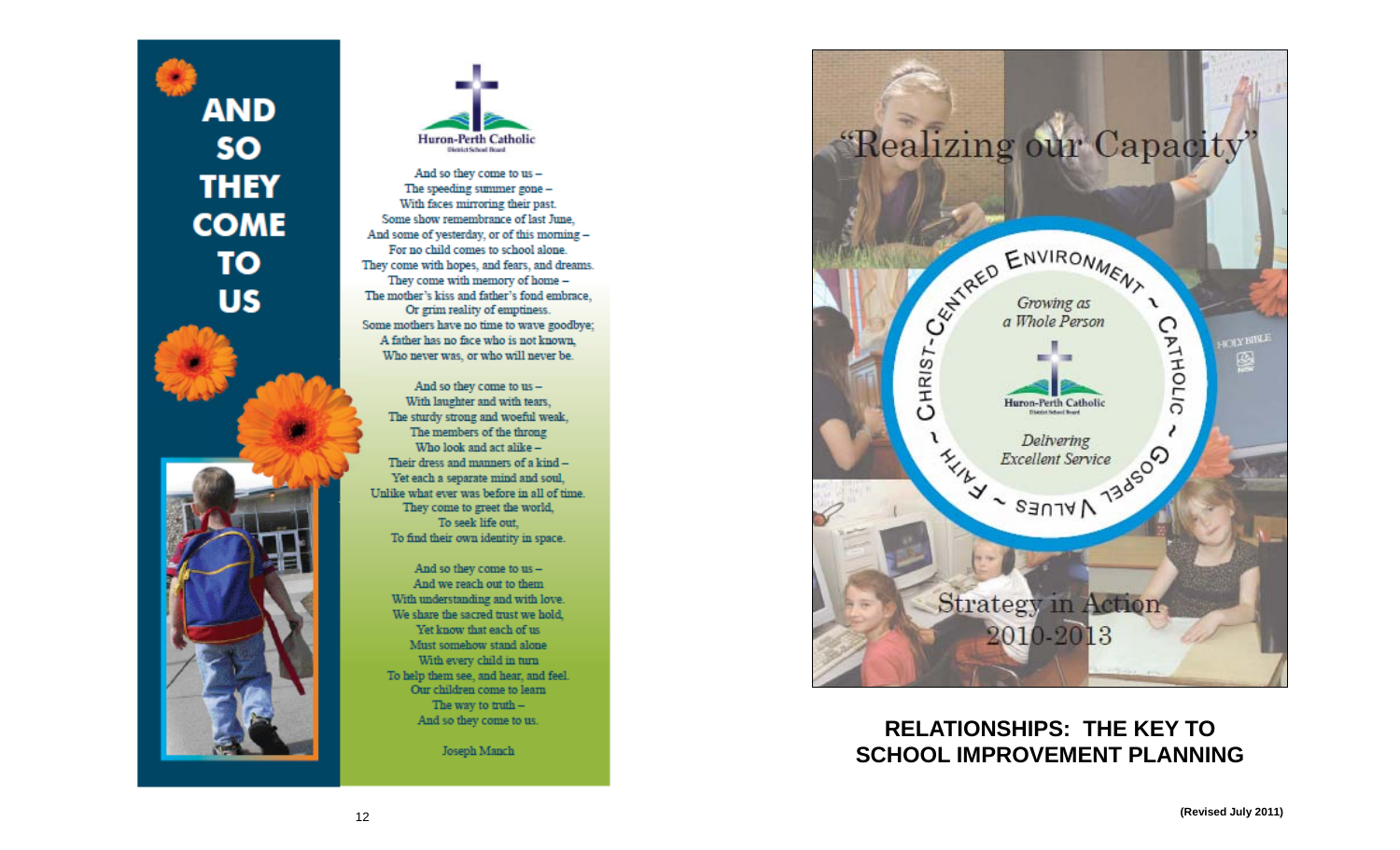# AND SO THEY COME TO US

Huron-Perth Catholic
District School Board

And so they come to us –
The speeding summer gone –
With faces mirroring their past.
Some show remembrance of last June,
And some of yesterday, or of this morning –
For no child comes to school alone.
They come with hopes, and fears, and dreams.
They come with memory of home –
The mother's kiss and father's fond embrace,
Or grim reality of emptiness.
Some mothers have no time to wave goodbye;
A father has no face who is not known,
Who never was, or who will never be.

And so they come to us –
With laughter and with tears,
The sturdy strong and woeful weak,
The members of the throng
Who look and act alike –
Their dress and manners of a kind –
Yet each a separate mind and soul,
Unlike what ever was before in all of time.
They come to greet the world,
To seek life out,
To find their own identity in space.

And so they come to us –
And we reach out to them
With understanding and with love.
We share the sacred trust we hold,
Yet know that each of us
Must somehow stand alone
With every child in turn
To help them see, and hear, and feel.
Our children come to learn
The way to truth –
And so they come to us.

Joseph Manch

# "Realizing our Capacity"

CHRIST-CENTRED ENVIRONMENT ~ CATHOLIC ~ GOSPEL VALUES ~ FAITH ~

*Growing as a Whole Person*

Huron-Perth Catholic
District School Board

*Delivering Excellent Service*

Strategy in Action
2010-2013

## RELATIONSHIPS: THE KEY TO SCHOOL IMPROVEMENT PLANNING

**(Revised July 2011)**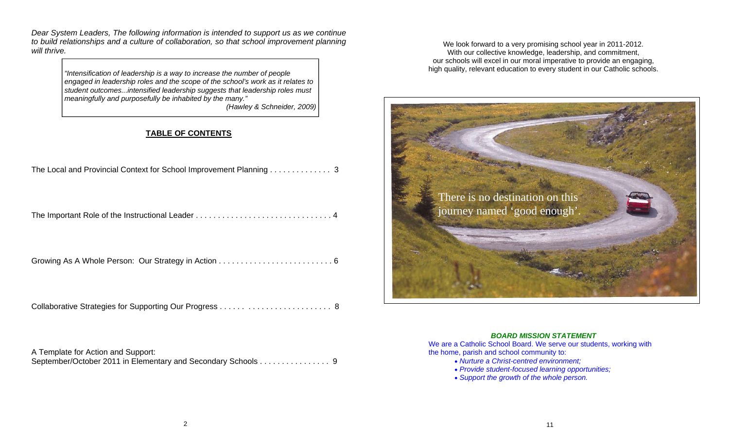*Dear System Leaders, The following information is intended to support us as we continue to build relationships and a culture of collaboration, so that school improvement planning will thrive.*

> *"Intensification of leadership is a way to increase the number of people engaged in leadership roles and the scope of the school's work as it relates to student outcomes...intensified leadership suggests that leadership roles must meaningfully and purposefully be inhabited by the many."*
>
> *(Hawley & Schneider, 2009)*

## TABLE OF CONTENTS

The Local and Provincial Context for School Improvement Planning . . . . . . . . . . . . . 3

The Important Role of the Instructional Leader . . . . . . . . . . . . . . . . . . . . . . . . . . . . . . 4

Growing As A Whole Person: Our Strategy in Action . . . . . . . . . . . . . . . . . . . . . . . . . 6

Collaborative Strategies for Supporting Our Progress . . . . . . . . . . . . . . . . . . . . . . . . . 8

A Template for Action and Support:
September/October 2011 in Elementary and Secondary Schools . . . . . . . . . . . . . . . 9

We look forward to a very promising school year in 2011-2012.
With our collective knowledge, leadership, and commitment,
our schools will excel in our moral imperative to provide an engaging,
high quality, relevant education to every student in our Catholic schools.

There is no destination on this journey named 'good enough'.

### *BOARD MISSION STATEMENT*

We are a Catholic School Board. We serve our students, working with the home, parish and school community to:

- *Nurture a Christ-centred environment;*
- *Provide student-focused learning opportunities;*
- *Support the growth of the whole person.*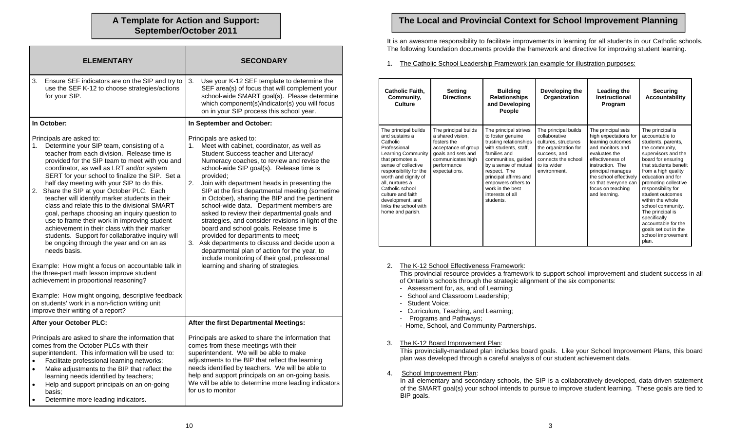## A Template for Action and Support: September/October 2011

| ELEMENTARY | SECONDARY |
|---|---|
| 3. Ensure SEF indicators are on the SIP and try to use the SEF K-12 to choose strategies/actions for your SIP. | 3. Use your K-12 SEF template to determine the SEF area(s) of focus that will complement your school-wide SMART goal(s). Please determine which component(s)/indicator(s) you will focus on in your SIP process this school year. |
| **In October:** | **In September and October:** |
| Principals are asked to:<br>1. Determine your SIP team, consisting of a teacher from each division. Release time is provided for the SIP team to meet with you and coordinator, as well as LRT and/or system SERT for your school to finalize the SIP. Set a half day meeting with your SIP to do this.<br>2. Share the SIP at your October PLC. Each teacher will identify marker students in their class and relate this to the divisional SMART goal, perhaps choosing an inquiry question to use to frame their work in improving student achievement in their class with their marker students. Support for collaborative inquiry will be ongoing through the year and on an as needs basis.<br><br>Example: How might a focus on accountable talk in the three-part math lesson improve student achievement in proportional reasoning?<br><br>Example: How might ongoing, descriptive feedback on students' work in a non-fiction writing unit improve their writing of a report? | Principals are asked to:<br>1. Meet with cabinet, coordinator, as well as Student Success teacher and Literacy/ Numeracy coaches, to review and revise the school-wide SIP goal(s). Release time is provided;<br>2. Join with department heads in presenting the SIP at the first departmental meeting (sometime in October), sharing the BIP and the pertinent school-wide data. Department members are asked to review their departmental goals and strategies, and consider revisions in light of the board and school goals. Release time is provided for departments to meet;<br>3. Ask departments to discuss and decide upon a departmental plan of action for the year, to include monitoring of their goal, professional learning and sharing of strategies. |
| **After your October PLC:** | **After the first Departmental Meetings:** |
| Principals are asked to share the information that comes from the October PLCs with their superintendent. This information will be used to:<br>• Facilitate professional learning networks;<br>• Make adjustments to the BIP that reflect the learning needs identified by teachers;<br>• Help and support principals on an on-going basis;<br>• Determine more leading indicators. | Principals are asked to share the information that comes from these meetings with their superintendent. We will be able to make adjustments to the BIP that reflect the learning needs identified by teachers. We will be able to help and support principals on an on-going basis. We will be able to determine more leading indicators for us to monitor |

## The Local and Provincial Context for School Improvement Planning

It is an awesome responsibility to facilitate improvements in learning for all students in our Catholic schools. The following foundation documents provide the framework and directive for improving student learning.

1. The Catholic School Leadership Framework (an example for illustration purposes:

| Catholic Faith, Community, Culture | Setting Directions | Building Relationships and Developing People | Developing the Organization | Leading the Instructional Program | Securing Accountability |
|---|---|---|---|---|---|
| The principal builds and sustains a Catholic Professional Learning Community that promotes a sense of collective responsibility for the worth and dignity of all, nurtures a Catholic school culture and faith development, and links the school with home and parish. | The principal builds a shared vision, fosters the acceptance of group goals and sets and communicates high performance expectations. | The principal strives to foster genuine trusting relationships with students, staff, families and communities, guided by a sense of mutual respect. The principal affirms and empowers others to work in the best interests of all students. | The principal builds collaborative cultures, structures the organization for success, and connects the school to its wider environment. | The principal sets high expectations for learning outcomes and monitors and evaluates the effectiveness of instruction. The principal manages the school effectively so that everyone can focus on teaching and learning. | The principal is accountable to students, parents, the community, supervisors and the board for ensuring that students benefit from a high quality education and for promoting collective responsibility for student outcomes within the whole school community. The principal is specifically accountable for the goals set out in the school improvement plan. |

2. The K-12 School Effectiveness Framework:
   This provincial resource provides a framework to support school improvement and student success in all of Ontario's schools through the strategic alignment of the six components:
   - Assessment for, as, and of Learning;
   - School and Classroom Leadership;
   - Student Voice;
   - Curriculum, Teaching, and Learning;
   - Programs and Pathways;
   - Home, School, and Community Partnerships.

3. The K-12 Board Improvement Plan:
   This provincially-mandated plan includes board goals. Like your School Improvement Plans, this board plan was developed through a careful analysis of our student achievement data.

4. School Improvement Plan:
   In all elementary and secondary schools, the SIP is a collaboratively-developed, data-driven statement of the SMART goal(s) your school intends to pursue to improve student learning. These goals are tied to BIP goals.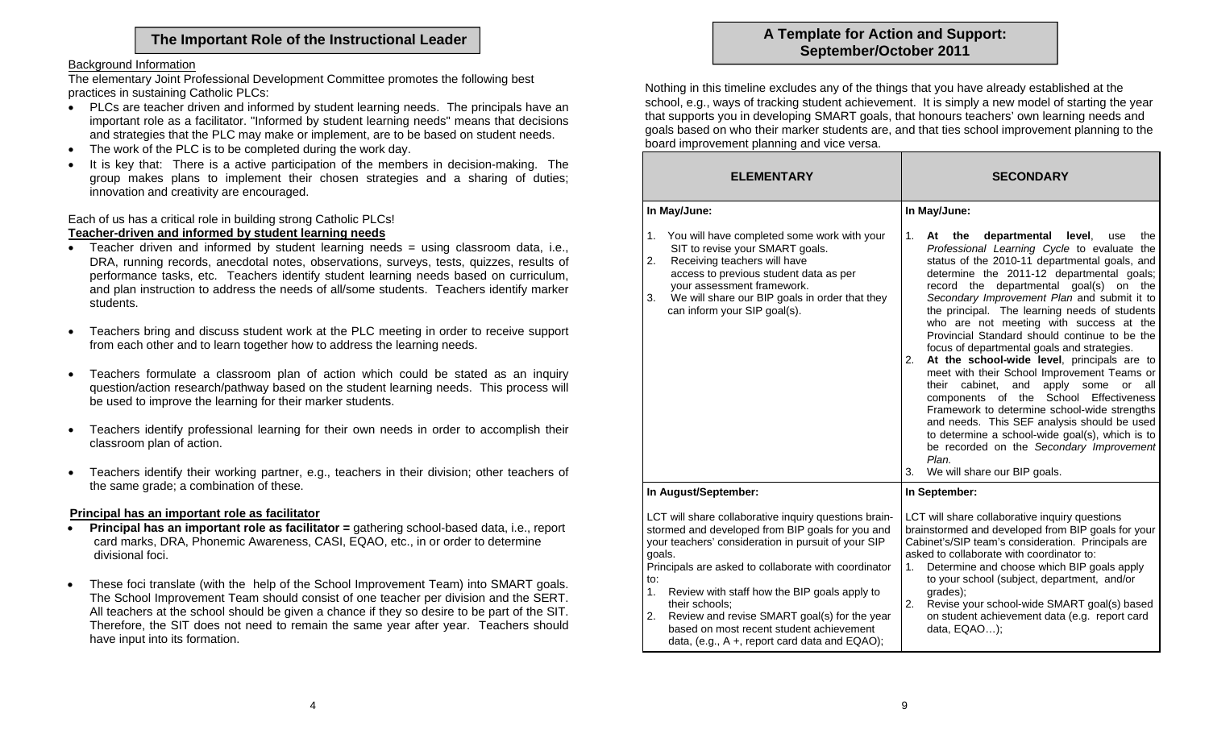## The Important Role of the Instructional Leader

Background Information

The elementary Joint Professional Development Committee promotes the following best practices in sustaining Catholic PLCs:

- PLCs are teacher driven and informed by student learning needs. The principals have an important role as a facilitator. "Informed by student learning needs" means that decisions and strategies that the PLC may make or implement, are to be based on student needs.
- The work of the PLC is to be completed during the work day.
- It is key that: There is a active participation of the members in decision-making. The group makes plans to implement their chosen strategies and a sharing of duties; innovation and creativity are encouraged.

Each of us has a critical role in building strong Catholic PLCs!

**Teacher-driven and informed by student learning needs**

- Teacher driven and informed by student learning needs = using classroom data, i.e., DRA, running records, anecdotal notes, observations, surveys, tests, quizzes, results of performance tasks, etc. Teachers identify student learning needs based on curriculum, and plan instruction to address the needs of all/some students. Teachers identify marker students.
- Teachers bring and discuss student work at the PLC meeting in order to receive support from each other and to learn together how to address the learning needs.
- Teachers formulate a classroom plan of action which could be stated as an inquiry question/action research/pathway based on the student learning needs. This process will be used to improve the learning for their marker students.
- Teachers identify professional learning for their own needs in order to accomplish their classroom plan of action.
- Teachers identify their working partner, e.g., teachers in their division; other teachers of the same grade; a combination of these.

**Principal has an important role as facilitator**

- **Principal has an important role as facilitator =** gathering school-based data, i.e., report card marks, DRA, Phonemic Awareness, CASI, EQAO, etc., in or order to determine divisional foci.
- These foci translate (with the help of the School Improvement Team) into SMART goals. The School Improvement Team should consist of one teacher per division and the SERT. All teachers at the school should be given a chance if they so desire to be part of the SIT. Therefore, the SIT does not need to remain the same year after year. Teachers should have input into its formation.

## A Template for Action and Support: September/October 2011

Nothing in this timeline excludes any of the things that you have already established at the school, e.g., ways of tracking student achievement. It is simply a new model of starting the year that supports you in developing SMART goals, that honours teachers' own learning needs and goals based on who their marker students are, and that ties school improvement planning to the board improvement planning and vice versa.

| ELEMENTARY | SECONDARY |
|---|---|
| **In May/June:**<br><br>1. You will have completed some work with your SIT to revise your SMART goals.<br>2. Receiving teachers will have access to previous student data as per your assessment framework.<br>3. We will share our BIP goals in order that they can inform your SIP goal(s). | **In May/June:**<br><br>1. **At the departmental level**, use the *Professional Learning Cycle* to evaluate the status of the 2010-11 departmental goals, and determine the 2011-12 departmental goals; record the departmental goal(s) on the *Secondary Improvement Plan* and submit it to the principal. The learning needs of students who are not meeting with success at the Provincial Standard should continue to be the focus of departmental goals and strategies.<br>2. **At the school-wide level**, principals are to meet with their School Improvement Teams or their cabinet, and apply some or all components of the School Effectiveness Framework to determine school-wide strengths and needs. This SEF analysis should be used to determine a school-wide goal(s), which is to be recorded on the *Secondary Improvement Plan*.<br>3. We will share our BIP goals. |
| **In August/September:**<br><br>LCT will share collaborative inquiry questions brain-stormed and developed from BIP goals for you and your teachers' consideration in pursuit of your SIP goals.<br>Principals are asked to collaborate with coordinator to:<br>1. Review with staff how the BIP goals apply to their schools;<br>2. Review and revise SMART goal(s) for the year based on most recent student achievement data, (e.g., A +, report card data and EQAO); | **In September:**<br><br>LCT will share collaborative inquiry questions brainstormed and developed from BIP goals for your Cabinet's/SIP team's consideration. Principals are asked to collaborate with coordinator to:<br>1. Determine and choose which BIP goals apply to your school (subject, department, and/or grades);<br>2. Revise your school-wide SMART goal(s) based on student achievement data (e.g. report card data, EQAO…); |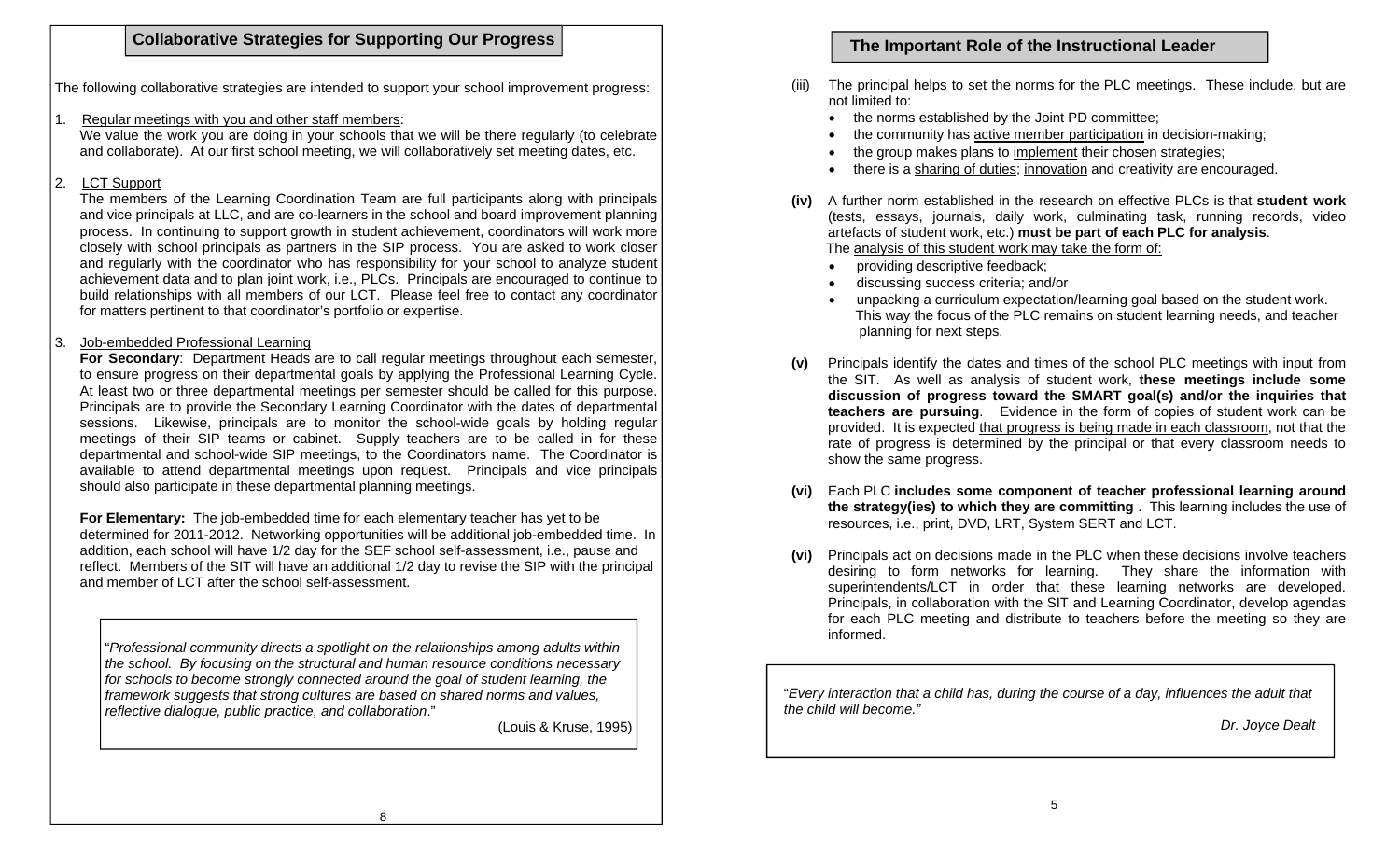## Collaborative Strategies for Supporting Our Progress

The following collaborative strategies are intended to support your school improvement progress:

1. Regular meetings with you and other staff members:
   We value the work you are doing in your schools that we will be there regularly (to celebrate and collaborate). At our first school meeting, we will collaboratively set meeting dates, etc.

2. LCT Support
   The members of the Learning Coordination Team are full participants along with principals and vice principals at LLC, and are co-learners in the school and board improvement planning process. In continuing to support growth in student achievement, coordinators will work more closely with school principals as partners in the SIP process. You are asked to work closer and regularly with the coordinator who has responsibility for your school to analyze student achievement data and to plan joint work, i.e., PLCs. Principals are encouraged to continue to build relationships with all members of our LCT. Please feel free to contact any coordinator for matters pertinent to that coordinator's portfolio or expertise.

3. Job-embedded Professional Learning
   **For Secondary**: Department Heads are to call regular meetings throughout each semester, to ensure progress on their departmental goals by applying the Professional Learning Cycle. At least two or three departmental meetings per semester should be called for this purpose. Principals are to provide the Secondary Learning Coordinator with the dates of departmental sessions. Likewise, principals are to monitor the school-wide goals by holding regular meetings of their SIP teams or cabinet. Supply teachers are to be called in for these departmental and school-wide SIP meetings, to the Coordinators name. The Coordinator is available to attend departmental meetings upon request. Principals and vice principals should also participate in these departmental planning meetings.

   **For Elementary:** The job-embedded time for each elementary teacher has yet to be determined for 2011-2012. Networking opportunities will be additional job-embedded time. In addition, each school will have 1/2 day for the SEF school self-assessment, i.e., pause and reflect. Members of the SIT will have an additional 1/2 day to revise the SIP with the principal and member of LCT after the school self-assessment.

> "*Professional community directs a spotlight on the relationships among adults within the school. By focusing on the structural and human resource conditions necessary for schools to become strongly connected around the goal of student learning, the framework suggests that strong cultures are based on shared norms and values, reflective dialogue, public practice, and collaboration*."
>
> (Louis & Kruse, 1995)

## The Important Role of the Instructional Leader

(iii) The principal helps to set the norms for the PLC meetings. These include, but are not limited to:
- the norms established by the Joint PD committee;
- the community has active member participation in decision-making;
- the group makes plans to implement their chosen strategies;
- there is a sharing of duties; innovation and creativity are encouraged.

**(iv)** A further norm established in the research on effective PLCs is that **student work** (tests, essays, journals, daily work, culminating task, running records, video artefacts of student work, etc.) **must be part of each PLC for analysis**.
The analysis of this student work may take the form of:
- providing descriptive feedback;
- discussing success criteria; and/or
- unpacking a curriculum expectation/learning goal based on the student work. This way the focus of the PLC remains on student learning needs, and teacher planning for next steps.

**(v)** Principals identify the dates and times of the school PLC meetings with input from the SIT. As well as analysis of student work, **these meetings include some discussion of progress toward the SMART goal(s) and/or the inquiries that teachers are pursuing**. Evidence in the form of copies of student work can be provided. It is expected that progress is being made in each classroom, not that the rate of progress is determined by the principal or that every classroom needs to show the same progress.

**(vi)** Each PLC **includes some component of teacher professional learning around the strategy(ies) to which they are committing** . This learning includes the use of resources, i.e., print, DVD, LRT, System SERT and LCT.

**(vi)** Principals act on decisions made in the PLC when these decisions involve teachers desiring to form networks for learning. They share the information with superintendents/LCT in order that these learning networks are developed. Principals, in collaboration with the SIT and Learning Coordinator, develop agendas for each PLC meeting and distribute to teachers before the meeting so they are informed.

> "*Every interaction that a child has, during the course of a day, influences the adult that the child will become."*
>
> *Dr. Joyce Dealt*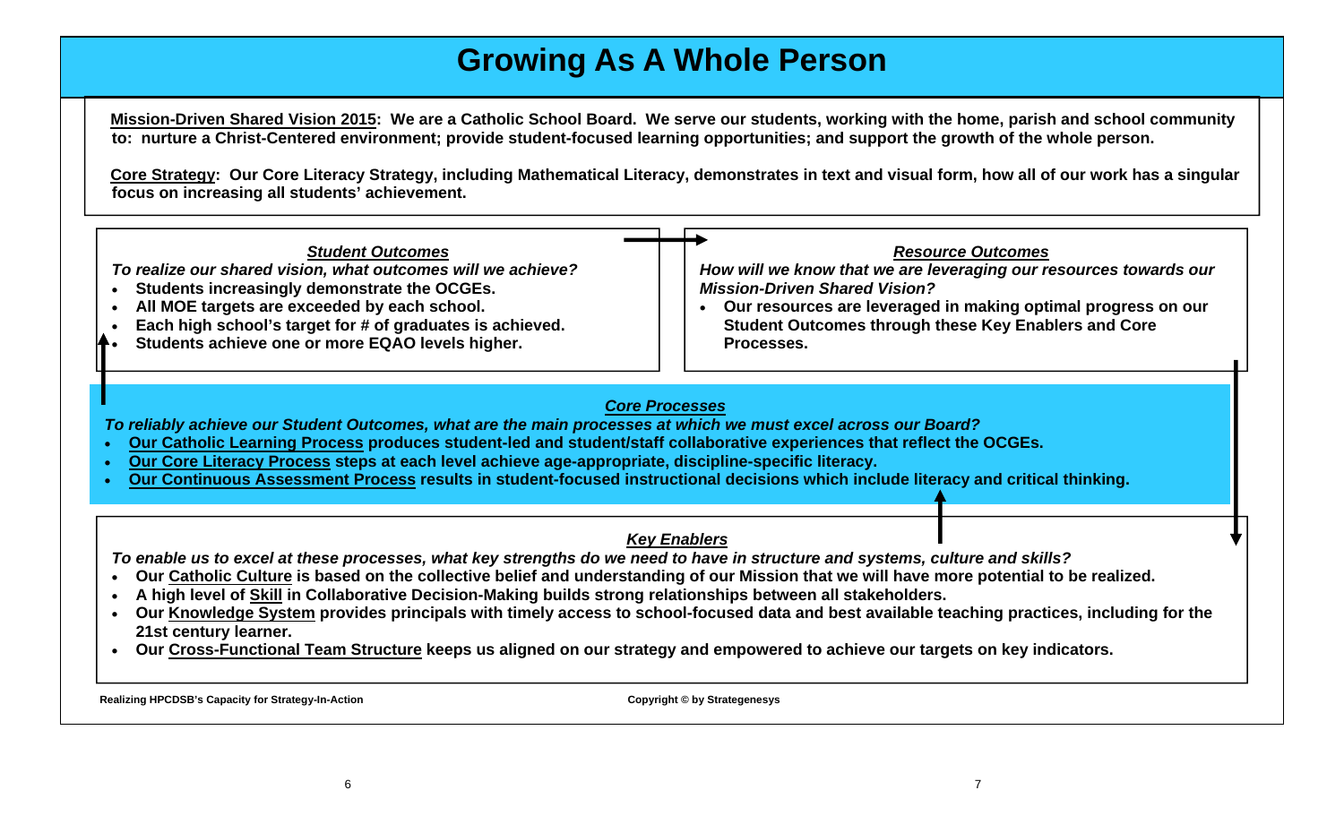# Growing As A Whole Person

**<u>Mission-Driven Shared Vision 2015</u>: We are a Catholic School Board. We serve our students, working with the home, parish and school community to: nurture a Christ-Centered environment; provide student-focused learning opportunities; and support the growth of the whole person.**

**<u>Core Strategy</u>: Our Core Literacy Strategy, including Mathematical Literacy, demonstrates in text and visual form, how all of our work has a singular focus on increasing all students' achievement.**

***<u>Student Outcomes</u>***

***To realize our shared vision, what outcomes will we achieve?***

- **Students increasingly demonstrate the OCGEs.**
- **All MOE targets are exceeded by each school.**
- **Each high school's target for # of graduates is achieved.**
- **Students achieve one or more EQAO levels higher.**

***<u>Resource Outcomes</u>***

***How will we know that we are leveraging our resources towards our Mission-Driven Shared Vision?***

- **Our resources are leveraged in making optimal progress on our Student Outcomes through these Key Enablers and Core Processes.**

***<u>Core Processes</u>***

***To reliably achieve our Student Outcomes, what are the main processes at which we must excel across our Board?***

- **<u>Our Catholic Learning Process</u> produces student-led and student/staff collaborative experiences that reflect the OCGEs.**
- **<u>Our Core Literacy Process</u> steps at each level achieve age-appropriate, discipline-specific literacy.**
- **<u>Our Continuous Assessment Process</u> results in student-focused instructional decisions which include literacy and critical thinking.**

***<u>Key Enablers</u>***

***To enable us to excel at these processes, what key strengths do we need to have in structure and systems, culture and skills?***

- **Our <u>Catholic Culture</u> is based on the collective belief and understanding of our Mission that we will have more potential to be realized.**
- **A high level of <u>Skill</u> in Collaborative Decision-Making builds strong relationships between all stakeholders.**
- **Our <u>Knowledge System</u> provides principals with timely access to school-focused data and best available teaching practices, including for the 21st century learner.**
- **Our <u>Cross-Functional Team Structure</u> keeps us aligned on our strategy and empowered to achieve our targets on key indicators.**

**Realizing HPCDSB's Capacity for Strategy-In-Action**

**Copyright © by Strategenesys**